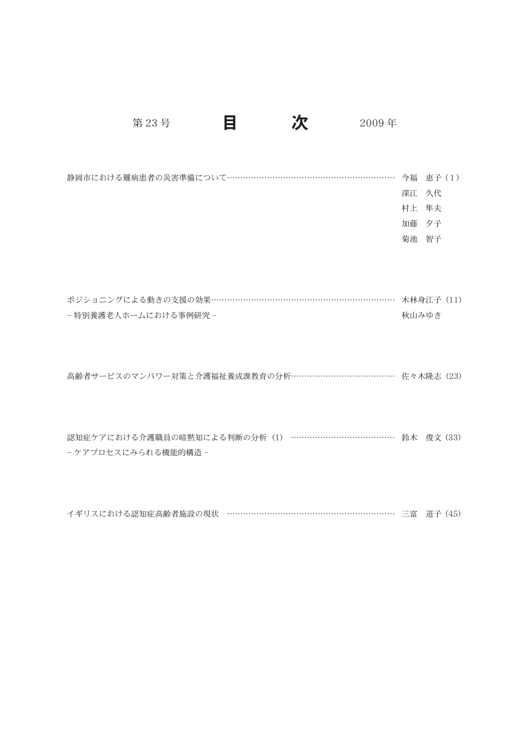第 23 号　　**目　　次**　　2009 年

静岡市における難病患者の災害準備について……………………………………………………………… 今福　恵子（1）
深江　久代
村上　隼夫
加藤　夕子
菊池　智子

ポジショニングによる動きの支援の効果……………………………………………………………………… 木林身江子（11）
－特別養護老人ホームにおける事例研究－
秋山みゆき

高齢者サービスのマンパワー対策と介護福祉養成課教育の分析……………………………………… 佐々木隆志（23）

認知症ケアにおける介護職員の暗黙知による判断の分析（1）……………………………………… 鈴木　俊文（33）
－ケアプロセスにみられる機能的構造－

イギリスにおける認知症高齢者施設の現状 ……………………………………………………………… 三富　道子（45）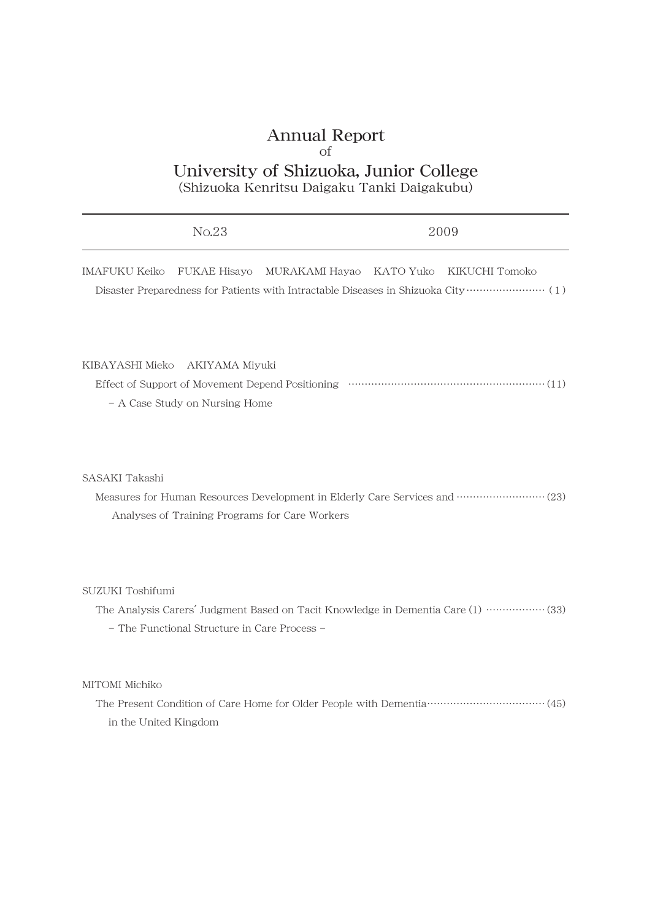# Annual Report
of
# University of Shizuoka, Junior College
(Shizuoka Kenritsu Daigaku Tanki Daigakubu)

---

No.23 2009

---

IMAFUKU Keiko FUKAE Hisayo MURAKAMI Hayao KATO Yuko KIKUCHI Tomoko

Disaster Preparedness for Patients with Intractable Diseases in Shizuoka City ……………………… (1)

KIBAYASHI Mieko AKIYAMA Miyuki

Effect of Support of Movement Depend Positioning ………………………………………………………… (11)
– A Case Study on Nursing Home

SASAKI Takashi

Measures for Human Resources Development in Elderly Care Services and ………………………… (23)
Analyses of Training Programs for Care Workers

SUZUKI Toshifumi

The Analysis Carers' Judgment Based on Tacit Knowledge in Dementia Care (1) ……………… (33)
– The Functional Structure in Care Process –

MITOMI Michiko

The Present Condition of Care Home for Older People with Dementia ………………………………… (45)
in the United Kingdom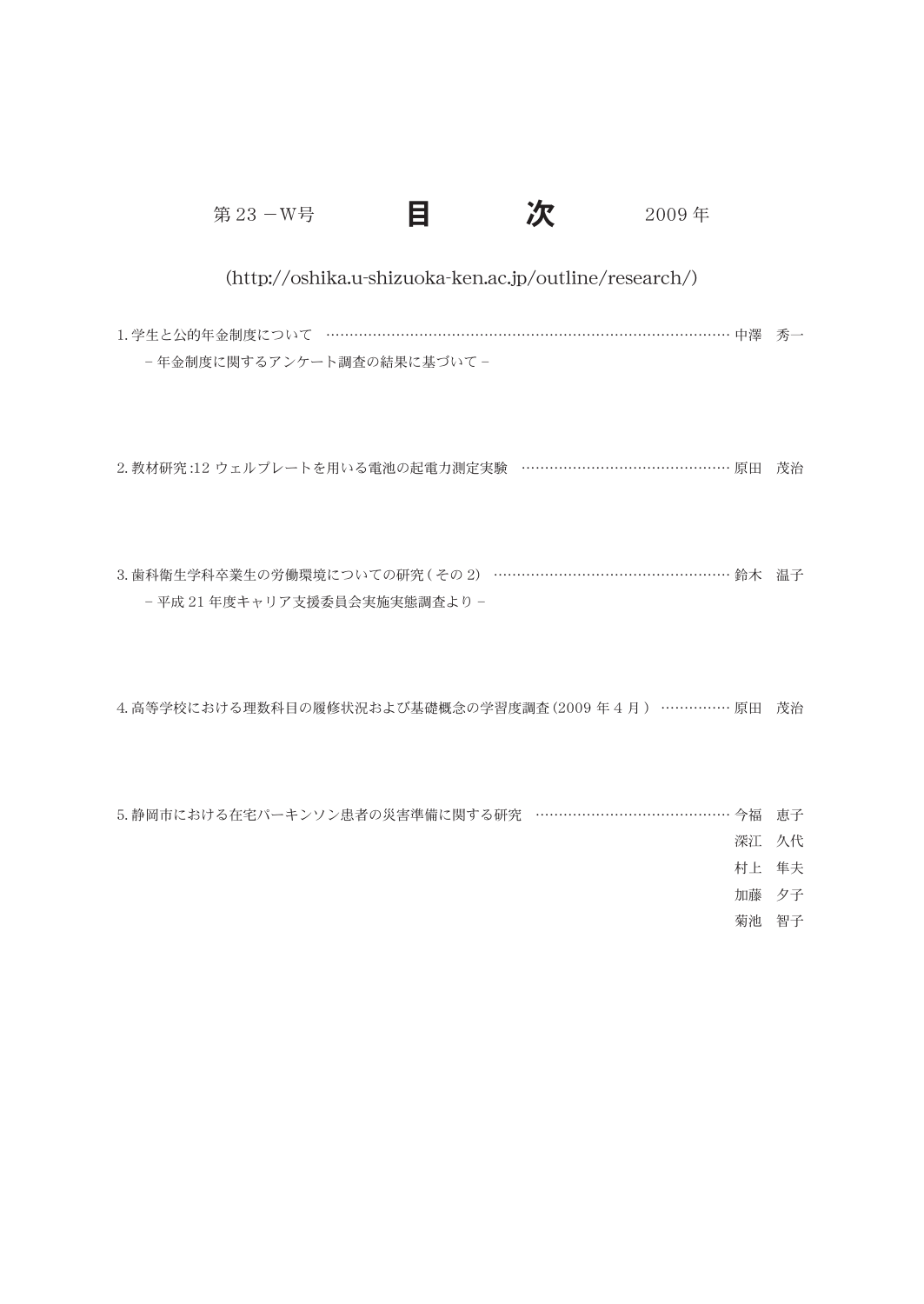# 第 23 －W号　　目　次　　2009 年

(http://oshika.u-shizuoka-ken.ac.jp/outline/research/)

1. 学生と公的年金制度について …………………………………………………………………………… 中澤　秀一

　－ 年金制度に関するアンケート調査の結果に基づいて －

2. 教材研究 :12 ウェルプレートを用いる電池の起電力測定実験 ……………………………………… 原田　茂治

3. 歯科衛生学科卒業生の労働環境についての研究 ( その 2) …………………………………………… 鈴木　温子

　－ 平成 21 年度キャリア支援委員会実施実態調査より －

4. 高等学校における理数科目の履修状況および基礎概念の学習度調査 (2009 年 4 月 ) …………… 原田　茂治

5. 静岡市における在宅パーキンソン患者の災害準備に関する研究 …………………………………… 今福　恵子

深江　久代

村上　隼夫

加藤　夕子

菊池　智子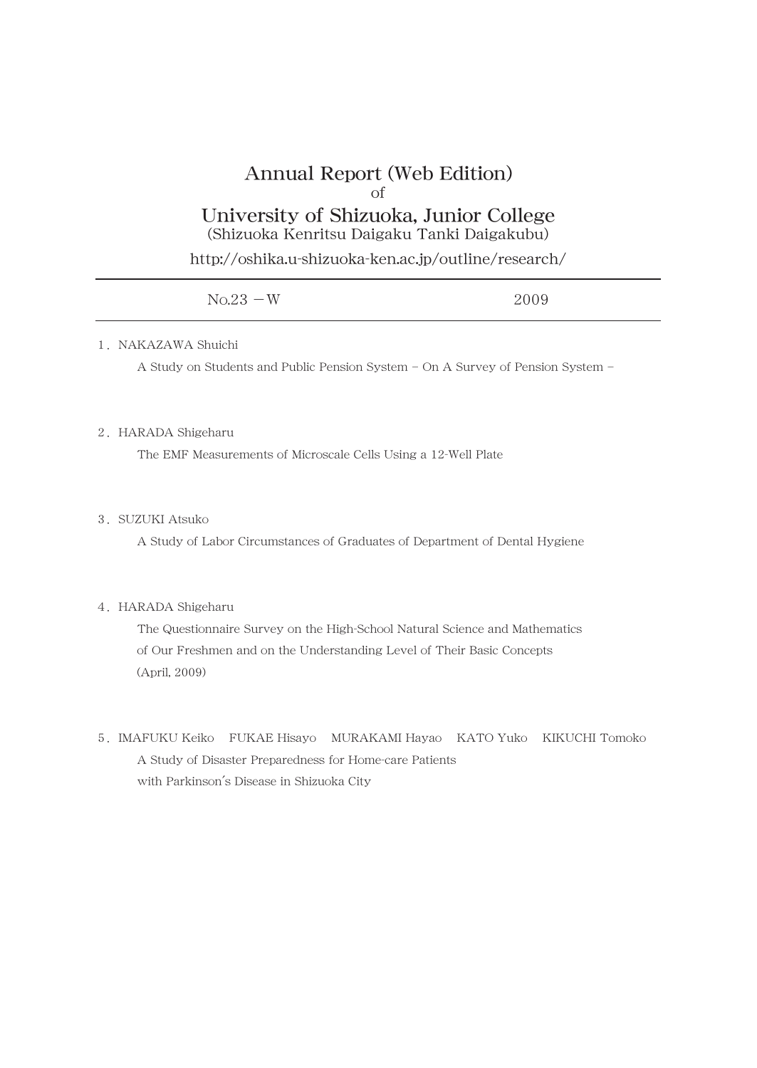# Annual Report (Web Edition)

of

# University of Shizuoka, Junior College

(Shizuoka Kenritsu Daigaku Tanki Daigakubu)

http://oshika.u-shizuoka-ken.ac.jp/outline/research/

No.23 －W　　　　　　　　　　　　　　　　2009

1．NAKAZAWA Shuichi

A Study on Students and Public Pension System – On A Survey of Pension System –

2．HARADA Shigeharu

The EMF Measurements of Microscale Cells Using a 12-Well Plate

3．SUZUKI Atsuko

A Study of Labor Circumstances of Graduates of Department of Dental Hygiene

4．HARADA Shigeharu

The Questionnaire Survey on the High-School Natural Science and Mathematics
of Our Freshmen and on the Understanding Level of Their Basic Concepts
(April, 2009)

5．IMAFUKU Keiko　FUKAE Hisayo　MURAKAMI Hayao　KATO Yuko　KIKUCHI Tomoko

A Study of Disaster Preparedness for Home-care Patients
with Parkinson's Disease in Shizuoka City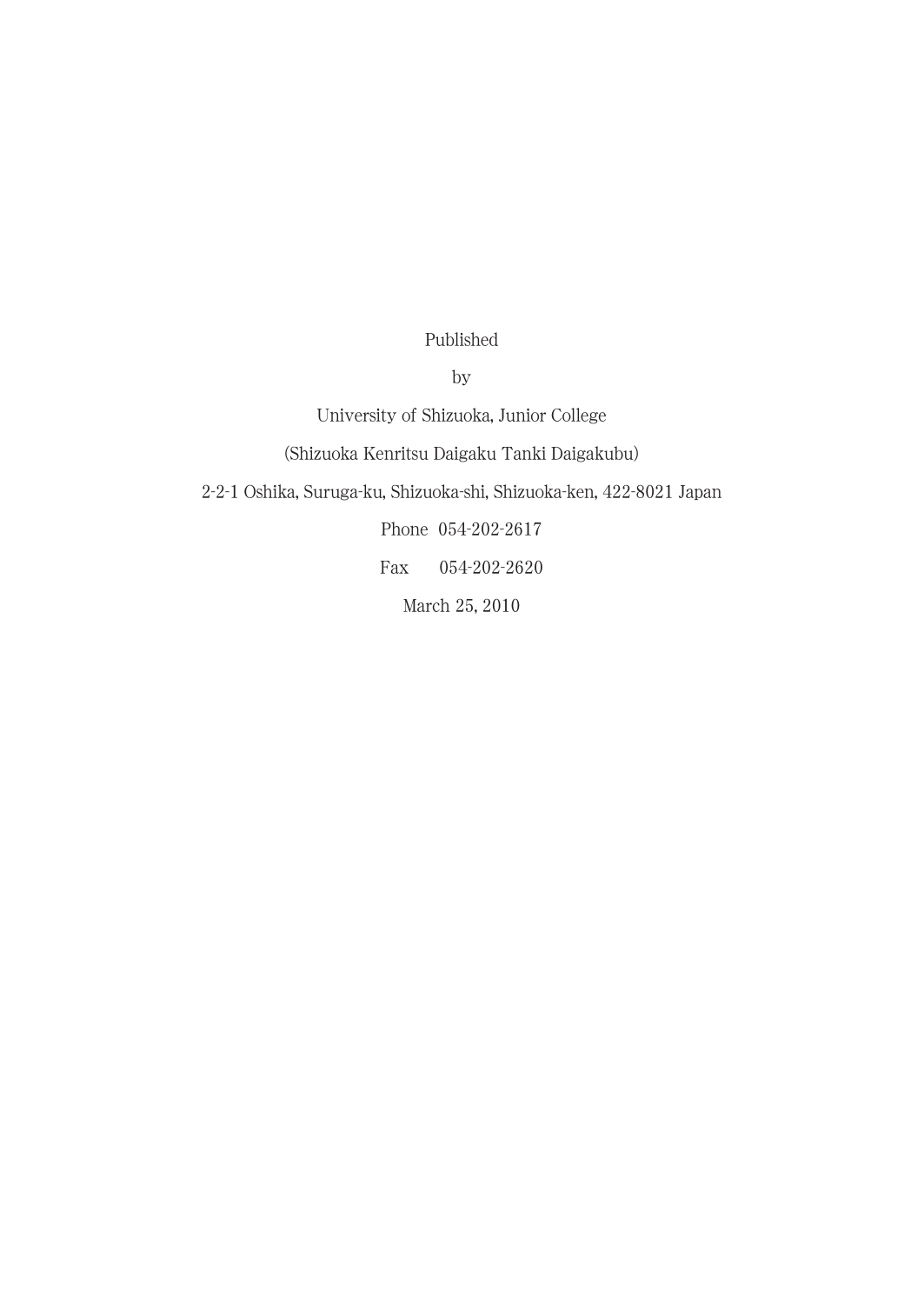Published

by

University of Shizuoka, Junior College

(Shizuoka Kenritsu Daigaku Tanki Daigakubu)

2-2-1 Oshika, Suruga-ku, Shizuoka-shi, Shizuoka-ken, 422-8021 Japan

Phone 054-202-2617

Fax 054-202-2620

March 25, 2010